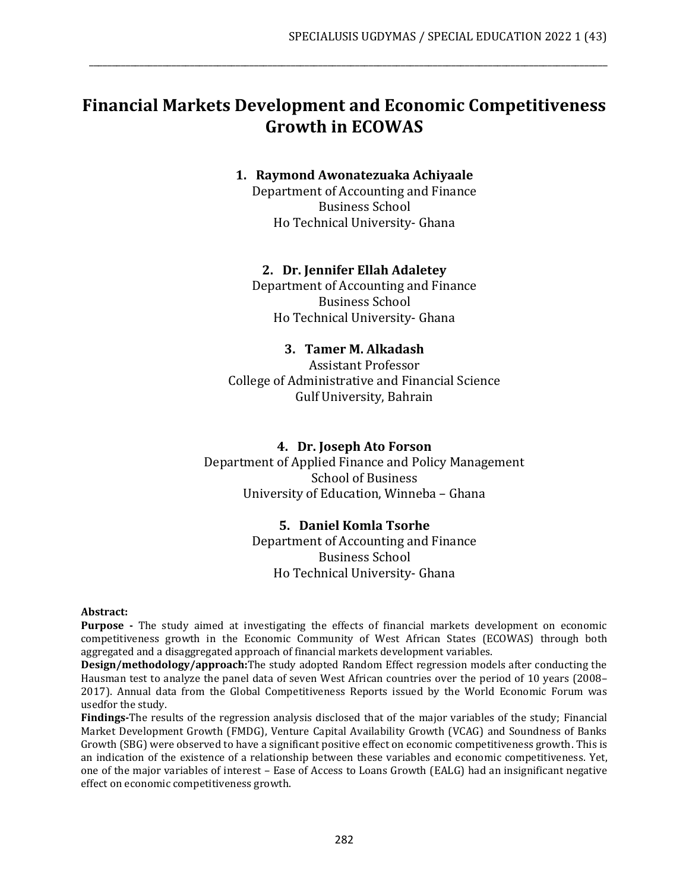# Financial Markets Development and Economic Competitiveness Growth in ECOWAS

**1. Raymond Awonatezuaka Achiyaale**
Department of Accounting and Finance
Business School
Ho Technical University- Ghana

**2. Dr. Jennifer Ellah Adaletey**
Department of Accounting and Finance
Business School
Ho Technical University- Ghana

**3. Tamer M. Alkadash**
Assistant Professor
College of Administrative and Financial Science
Gulf University, Bahrain

**4. Dr. Joseph Ato Forson**
Department of Applied Finance and Policy Management
School of Business
University of Education, Winneba – Ghana

**5. Daniel Komla Tsorhe**
Department of Accounting and Finance
Business School
Ho Technical University- Ghana

**Abstract:**

**Purpose -** The study aimed at investigating the effects of financial markets development on economic competitiveness growth in the Economic Community of West African States (ECOWAS) through both aggregated and a disaggregated approach of financial markets development variables.

**Design/methodology/approach:**The study adopted Random Effect regression models after conducting the Hausman test to analyze the panel data of seven West African countries over the period of 10 years (2008–2017). Annual data from the Global Competitiveness Reports issued by the World Economic Forum was usedfor the study.

**Findings-**The results of the regression analysis disclosed that of the major variables of the study; Financial Market Development Growth (FMDG), Venture Capital Availability Growth (VCAG) and Soundness of Banks Growth (SBG) were observed to have a significant positive effect on economic competitiveness growth. This is an indication of the existence of a relationship between these variables and economic competitiveness. Yet, one of the major variables of interest – Ease of Access to Loans Growth (EALG) had an insignificant negative effect on economic competitiveness growth.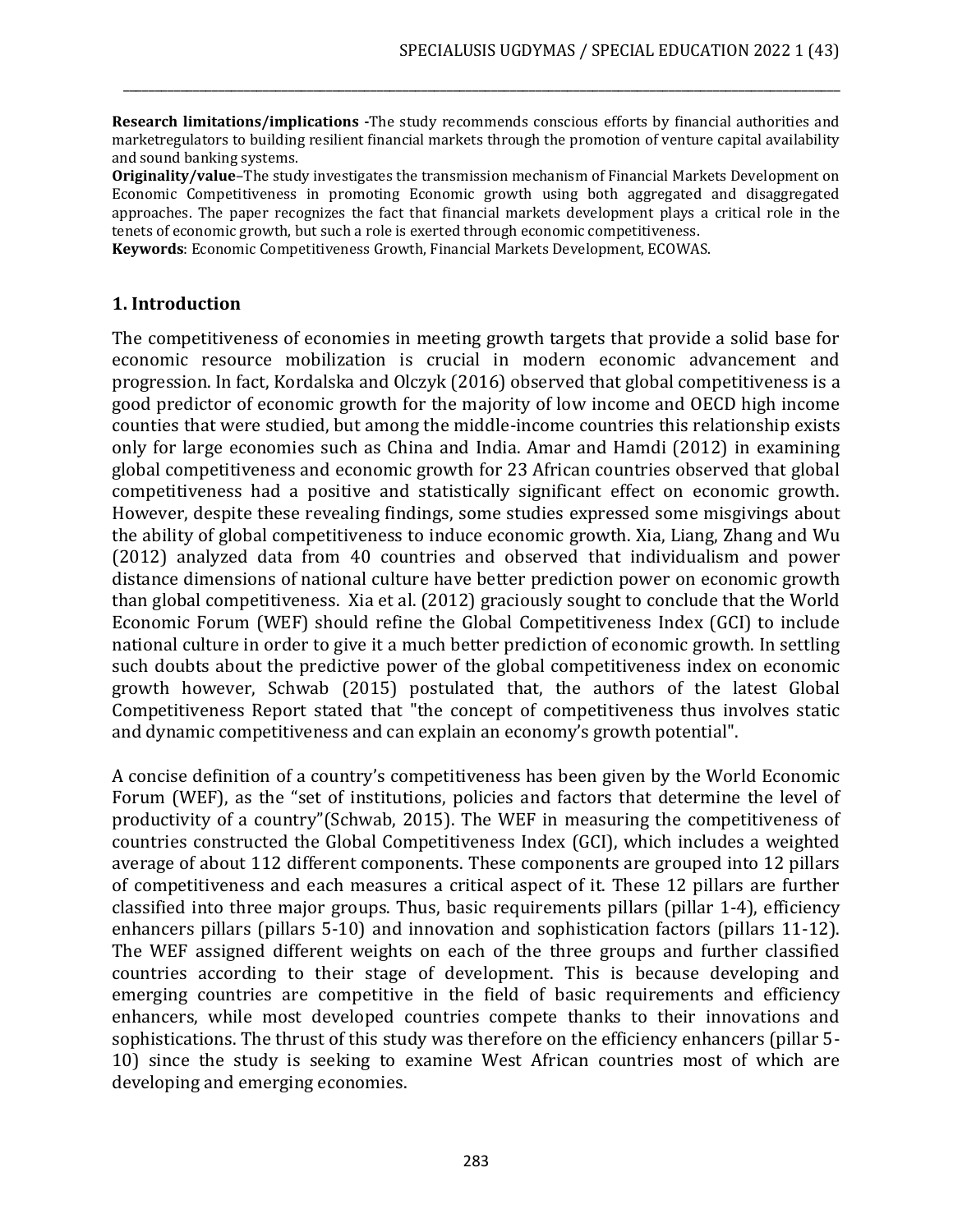**Research limitations/implications -**The study recommends conscious efforts by financial authorities and marketregulators to building resilient financial markets through the promotion of venture capital availability and sound banking systems.

**Originality/value**–The study investigates the transmission mechanism of Financial Markets Development on Economic Competitiveness in promoting Economic growth using both aggregated and disaggregated approaches. The paper recognizes the fact that financial markets development plays a critical role in the tenets of economic growth, but such a role is exerted through economic competitiveness.

**Keywords**: Economic Competitiveness Growth, Financial Markets Development, ECOWAS.

## 1. Introduction

The competitiveness of economies in meeting growth targets that provide a solid base for economic resource mobilization is crucial in modern economic advancement and progression. In fact, Kordalska and Olczyk (2016) observed that global competitiveness is a good predictor of economic growth for the majority of low income and OECD high income counties that were studied, but among the middle-income countries this relationship exists only for large economies such as China and India. Amar and Hamdi (2012) in examining global competitiveness and economic growth for 23 African countries observed that global competitiveness had a positive and statistically significant effect on economic growth. However, despite these revealing findings, some studies expressed some misgivings about the ability of global competitiveness to induce economic growth. Xia, Liang, Zhang and Wu (2012) analyzed data from 40 countries and observed that individualism and power distance dimensions of national culture have better prediction power on economic growth than global competitiveness. Xia et al. (2012) graciously sought to conclude that the World Economic Forum (WEF) should refine the Global Competitiveness Index (GCI) to include national culture in order to give it a much better prediction of economic growth. In settling such doubts about the predictive power of the global competitiveness index on economic growth however, Schwab (2015) postulated that, the authors of the latest Global Competitiveness Report stated that "the concept of competitiveness thus involves static and dynamic competitiveness and can explain an economy's growth potential".

A concise definition of a country's competitiveness has been given by the World Economic Forum (WEF), as the "set of institutions, policies and factors that determine the level of productivity of a country"(Schwab, 2015). The WEF in measuring the competitiveness of countries constructed the Global Competitiveness Index (GCI), which includes a weighted average of about 112 different components. These components are grouped into 12 pillars of competitiveness and each measures a critical aspect of it. These 12 pillars are further classified into three major groups. Thus, basic requirements pillars (pillar 1-4), efficiency enhancers pillars (pillars 5-10) and innovation and sophistication factors (pillars 11-12). The WEF assigned different weights on each of the three groups and further classified countries according to their stage of development. This is because developing and emerging countries are competitive in the field of basic requirements and efficiency enhancers, while most developed countries compete thanks to their innovations and sophistications. The thrust of this study was therefore on the efficiency enhancers (pillar 5-10) since the study is seeking to examine West African countries most of which are developing and emerging economies.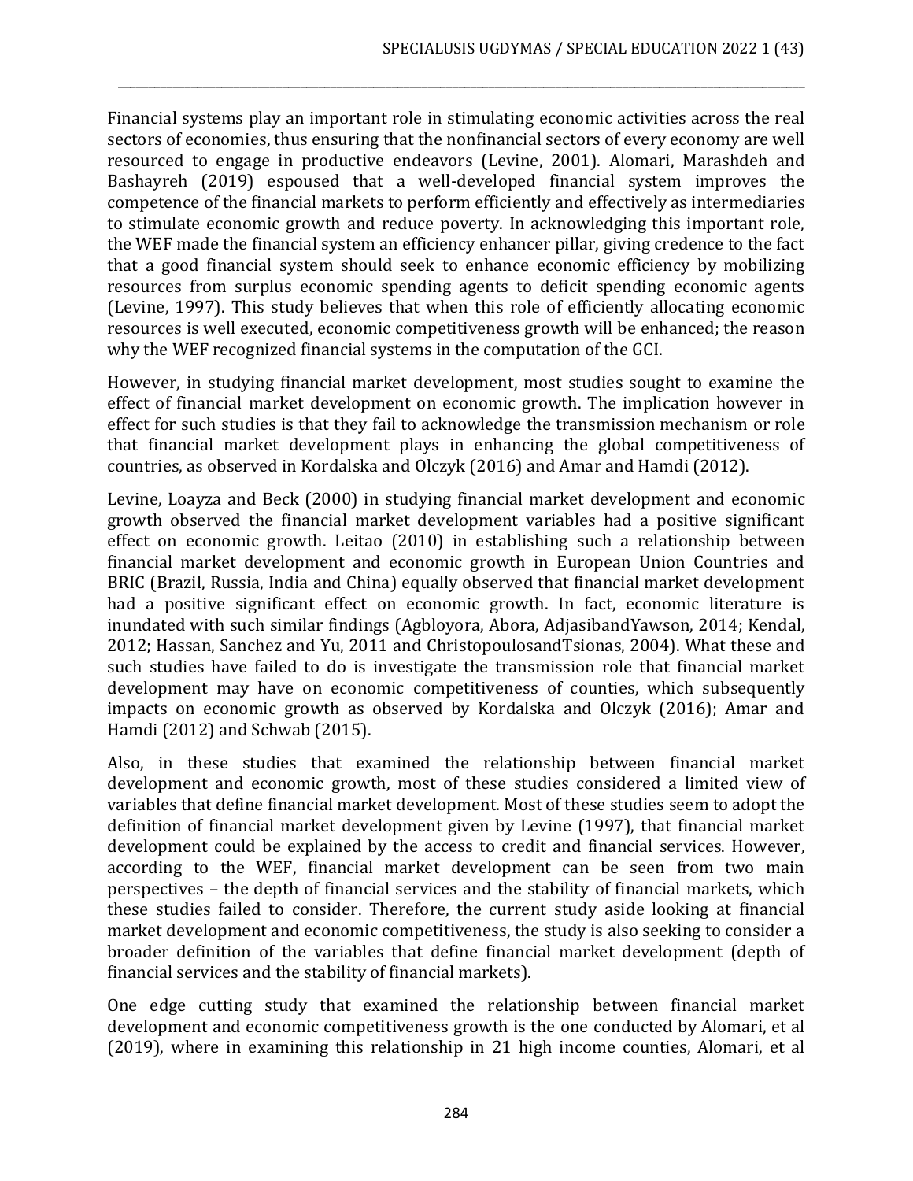Financial systems play an important role in stimulating economic activities across the real sectors of economies, thus ensuring that the nonfinancial sectors of every economy are well resourced to engage in productive endeavors (Levine, 2001). Alomari, Marashdeh and Bashayreh (2019) espoused that a well-developed financial system improves the competence of the financial markets to perform efficiently and effectively as intermediaries to stimulate economic growth and reduce poverty. In acknowledging this important role, the WEF made the financial system an efficiency enhancer pillar, giving credence to the fact that a good financial system should seek to enhance economic efficiency by mobilizing resources from surplus economic spending agents to deficit spending economic agents (Levine, 1997). This study believes that when this role of efficiently allocating economic resources is well executed, economic competitiveness growth will be enhanced; the reason why the WEF recognized financial systems in the computation of the GCI.

However, in studying financial market development, most studies sought to examine the effect of financial market development on economic growth. The implication however in effect for such studies is that they fail to acknowledge the transmission mechanism or role that financial market development plays in enhancing the global competitiveness of countries, as observed in Kordalska and Olczyk (2016) and Amar and Hamdi (2012).

Levine, Loayza and Beck (2000) in studying financial market development and economic growth observed the financial market development variables had a positive significant effect on economic growth. Leitao (2010) in establishing such a relationship between financial market development and economic growth in European Union Countries and BRIC (Brazil, Russia, India and China) equally observed that financial market development had a positive significant effect on economic growth. In fact, economic literature is inundated with such similar findings (Agbloyora, Abora, AdjasibandYawson, 2014; Kendal, 2012; Hassan, Sanchez and Yu, 2011 and ChristopoulosandTsionas, 2004). What these and such studies have failed to do is investigate the transmission role that financial market development may have on economic competitiveness of counties, which subsequently impacts on economic growth as observed by Kordalska and Olczyk (2016); Amar and Hamdi (2012) and Schwab (2015).

Also, in these studies that examined the relationship between financial market development and economic growth, most of these studies considered a limited view of variables that define financial market development. Most of these studies seem to adopt the definition of financial market development given by Levine (1997), that financial market development could be explained by the access to credit and financial services. However, according to the WEF, financial market development can be seen from two main perspectives – the depth of financial services and the stability of financial markets, which these studies failed to consider. Therefore, the current study aside looking at financial market development and economic competitiveness, the study is also seeking to consider a broader definition of the variables that define financial market development (depth of financial services and the stability of financial markets).

One edge cutting study that examined the relationship between financial market development and economic competitiveness growth is the one conducted by Alomari, et al (2019), where in examining this relationship in 21 high income counties, Alomari, et al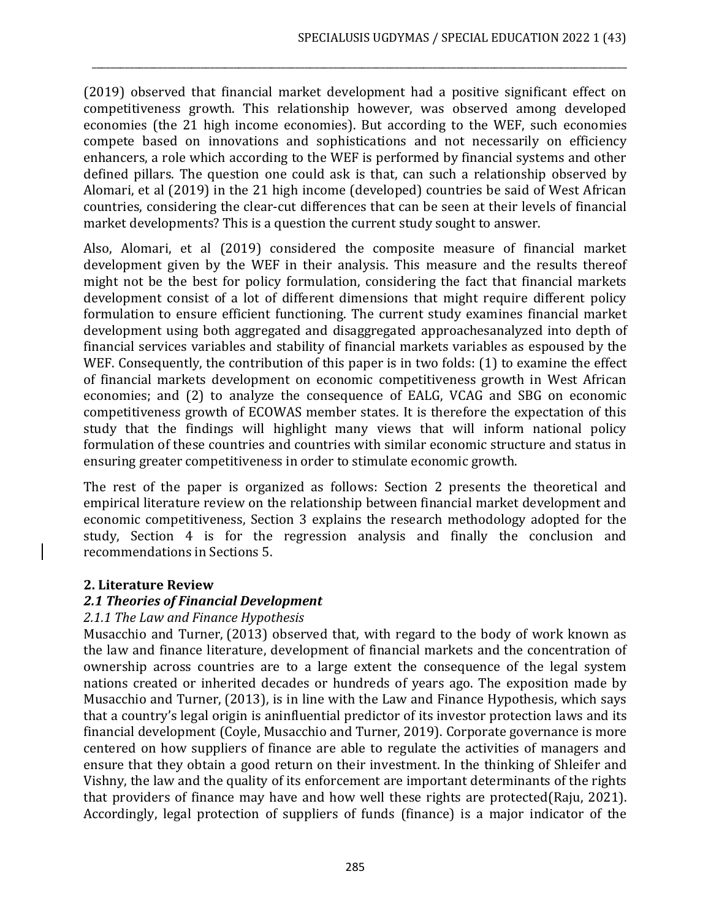(2019) observed that financial market development had a positive significant effect on competitiveness growth. This relationship however, was observed among developed economies (the 21 high income economies). But according to the WEF, such economies compete based on innovations and sophistications and not necessarily on efficiency enhancers, a role which according to the WEF is performed by financial systems and other defined pillars. The question one could ask is that, can such a relationship observed by Alomari, et al (2019) in the 21 high income (developed) countries be said of West African countries, considering the clear-cut differences that can be seen at their levels of financial market developments? This is a question the current study sought to answer.

Also, Alomari, et al (2019) considered the composite measure of financial market development given by the WEF in their analysis. This measure and the results thereof might not be the best for policy formulation, considering the fact that financial markets development consist of a lot of different dimensions that might require different policy formulation to ensure efficient functioning. The current study examines financial market development using both aggregated and disaggregated approachesanalyzed into depth of financial services variables and stability of financial markets variables as espoused by the WEF. Consequently, the contribution of this paper is in two folds: (1) to examine the effect of financial markets development on economic competitiveness growth in West African economies; and (2) to analyze the consequence of EALG, VCAG and SBG on economic competitiveness growth of ECOWAS member states. It is therefore the expectation of this study that the findings will highlight many views that will inform national policy formulation of these countries and countries with similar economic structure and status in ensuring greater competitiveness in order to stimulate economic growth.

The rest of the paper is organized as follows: Section 2 presents the theoretical and empirical literature review on the relationship between financial market development and economic competitiveness, Section 3 explains the research methodology adopted for the study, Section 4 is for the regression analysis and finally the conclusion and recommendations in Sections 5.

## 2. Literature Review

### *2.1 Theories of Financial Development*

#### *2.1.1 The Law and Finance Hypothesis*

Musacchio and Turner, (2013) observed that, with regard to the body of work known as the law and finance literature, development of financial markets and the concentration of ownership across countries are to a large extent the consequence of the legal system nations created or inherited decades or hundreds of years ago. The exposition made by Musacchio and Turner, (2013), is in line with the Law and Finance Hypothesis, which says that a country's legal origin is aninfluential predictor of its investor protection laws and its financial development (Coyle, Musacchio and Turner, 2019). Corporate governance is more centered on how suppliers of finance are able to regulate the activities of managers and ensure that they obtain a good return on their investment. In the thinking of Shleifer and Vishny, the law and the quality of its enforcement are important determinants of the rights that providers of finance may have and how well these rights are protected(Raju, 2021). Accordingly, legal protection of suppliers of funds (finance) is a major indicator of the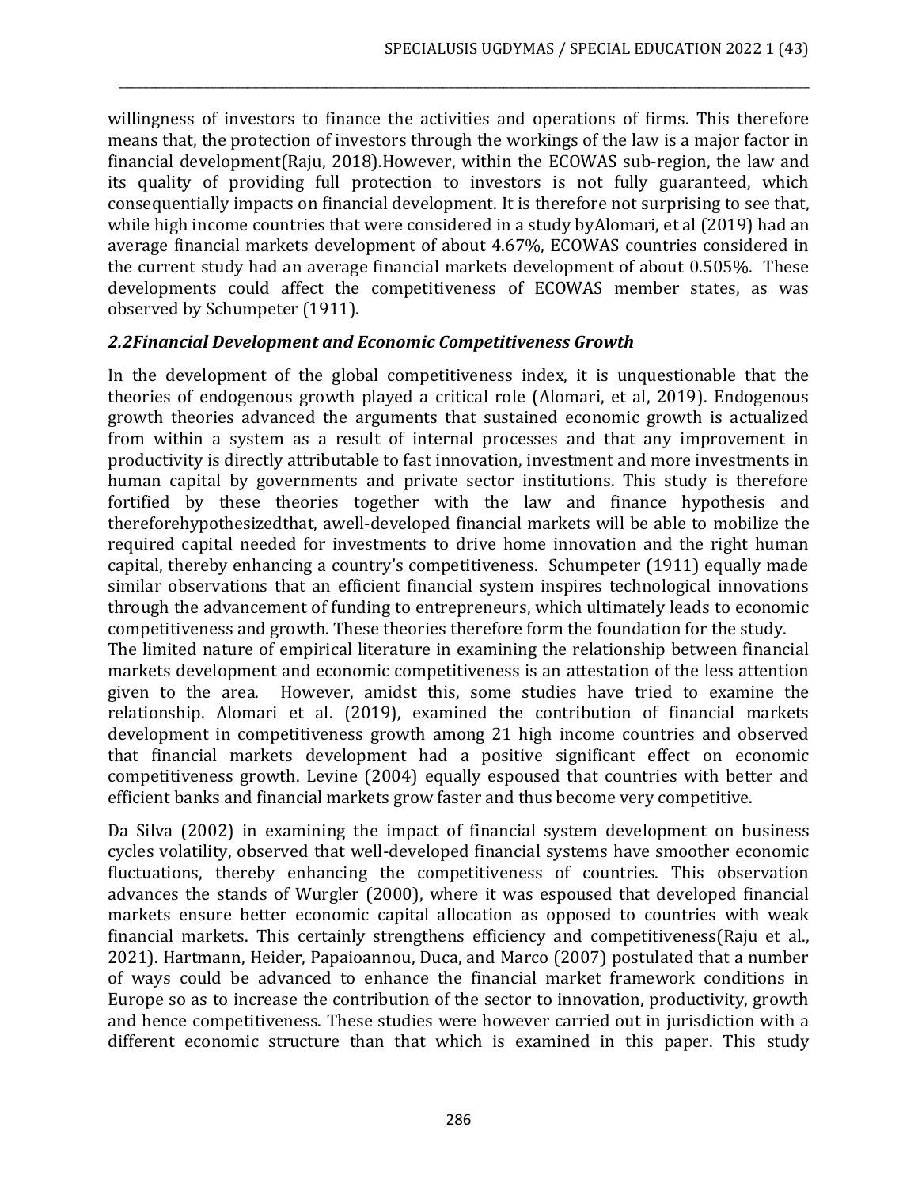willingness of investors to finance the activities and operations of firms. This therefore means that, the protection of investors through the workings of the law is a major factor in financial development(Raju, 2018).However, within the ECOWAS sub-region, the law and its quality of providing full protection to investors is not fully guaranteed, which consequentially impacts on financial development. It is therefore not surprising to see that, while high income countries that were considered in a study byAlomari, et al (2019) had an average financial markets development of about 4.67%, ECOWAS countries considered in the current study had an average financial markets development of about 0.505%. These developments could affect the competitiveness of ECOWAS member states, as was observed by Schumpeter (1911).

### *2.2Financial Development and Economic Competitiveness Growth*

In the development of the global competitiveness index, it is unquestionable that the theories of endogenous growth played a critical role (Alomari, et al, 2019). Endogenous growth theories advanced the arguments that sustained economic growth is actualized from within a system as a result of internal processes and that any improvement in productivity is directly attributable to fast innovation, investment and more investments in human capital by governments and private sector institutions. This study is therefore fortified by these theories together with the law and finance hypothesis and thereforehypothesizedthat, awell-developed financial markets will be able to mobilize the required capital needed for investments to drive home innovation and the right human capital, thereby enhancing a country's competitiveness. Schumpeter (1911) equally made similar observations that an efficient financial system inspires technological innovations through the advancement of funding to entrepreneurs, which ultimately leads to economic competitiveness and growth. These theories therefore form the foundation for the study.

The limited nature of empirical literature in examining the relationship between financial markets development and economic competitiveness is an attestation of the less attention given to the area. However, amidst this, some studies have tried to examine the relationship. Alomari et al. (2019), examined the contribution of financial markets development in competitiveness growth among 21 high income countries and observed that financial markets development had a positive significant effect on economic competitiveness growth. Levine (2004) equally espoused that countries with better and efficient banks and financial markets grow faster and thus become very competitive.

Da Silva (2002) in examining the impact of financial system development on business cycles volatility, observed that well-developed financial systems have smoother economic fluctuations, thereby enhancing the competitiveness of countries. This observation advances the stands of Wurgler (2000), where it was espoused that developed financial markets ensure better economic capital allocation as opposed to countries with weak financial markets. This certainly strengthens efficiency and competitiveness(Raju et al., 2021). Hartmann, Heider, Papaioannou, Duca, and Marco (2007) postulated that a number of ways could be advanced to enhance the financial market framework conditions in Europe so as to increase the contribution of the sector to innovation, productivity, growth and hence competitiveness. These studies were however carried out in jurisdiction with a different economic structure than that which is examined in this paper. This study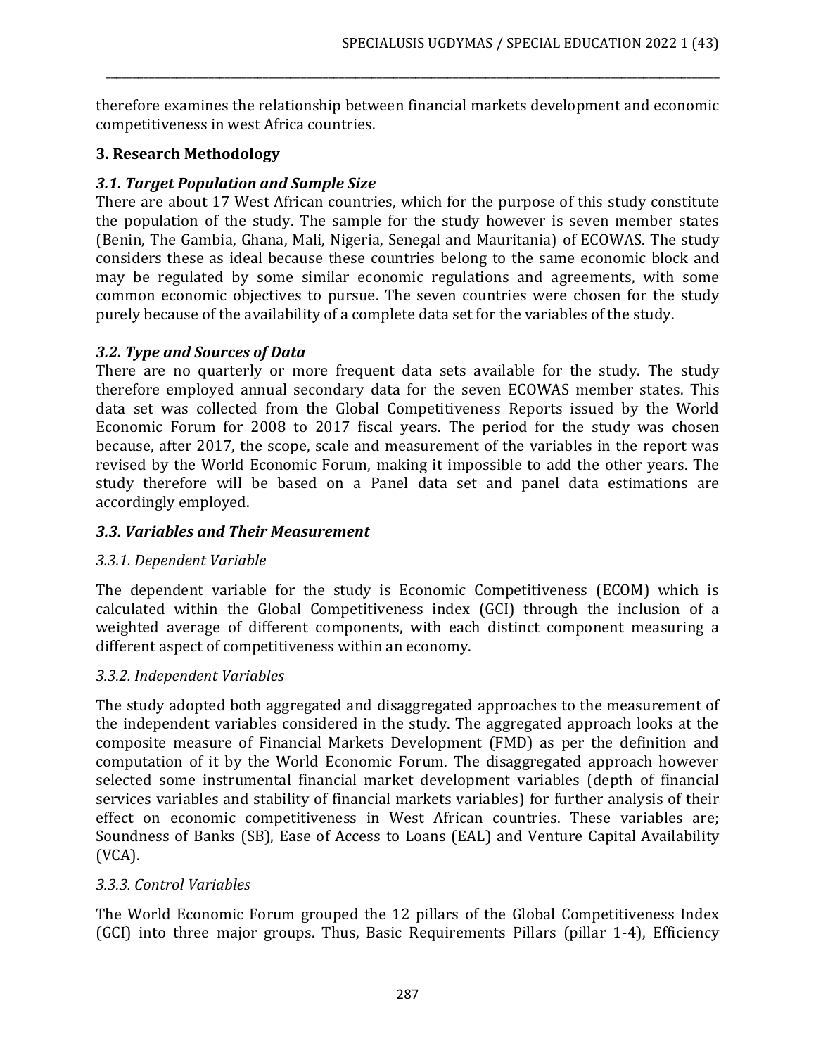therefore examines the relationship between financial markets development and economic competitiveness in west Africa countries.

## 3. Research Methodology

### *3.1. Target Population and Sample Size*

There are about 17 West African countries, which for the purpose of this study constitute the population of the study. The sample for the study however is seven member states (Benin, The Gambia, Ghana, Mali, Nigeria, Senegal and Mauritania) of ECOWAS. The study considers these as ideal because these countries belong to the same economic block and may be regulated by some similar economic regulations and agreements, with some common economic objectives to pursue. The seven countries were chosen for the study purely because of the availability of a complete data set for the variables of the study.

### *3.2. Type and Sources of Data*

There are no quarterly or more frequent data sets available for the study. The study therefore employed annual secondary data for the seven ECOWAS member states. This data set was collected from the Global Competitiveness Reports issued by the World Economic Forum for 2008 to 2017 fiscal years. The period for the study was chosen because, after 2017, the scope, scale and measurement of the variables in the report was revised by the World Economic Forum, making it impossible to add the other years. The study therefore will be based on a Panel data set and panel data estimations are accordingly employed.

### *3.3. Variables and Their Measurement*

#### *3.3.1. Dependent Variable*

The dependent variable for the study is Economic Competitiveness (ECOM) which is calculated within the Global Competitiveness index (GCI) through the inclusion of a weighted average of different components, with each distinct component measuring a different aspect of competitiveness within an economy.

#### *3.3.2. Independent Variables*

The study adopted both aggregated and disaggregated approaches to the measurement of the independent variables considered in the study. The aggregated approach looks at the composite measure of Financial Markets Development (FMD) as per the definition and computation of it by the World Economic Forum. The disaggregated approach however selected some instrumental financial market development variables (depth of financial services variables and stability of financial markets variables) for further analysis of their effect on economic competitiveness in West African countries. These variables are; Soundness of Banks (SB), Ease of Access to Loans (EAL) and Venture Capital Availability (VCA).

#### *3.3.3. Control Variables*

The World Economic Forum grouped the 12 pillars of the Global Competitiveness Index (GCI) into three major groups. Thus, Basic Requirements Pillars (pillar 1-4), Efficiency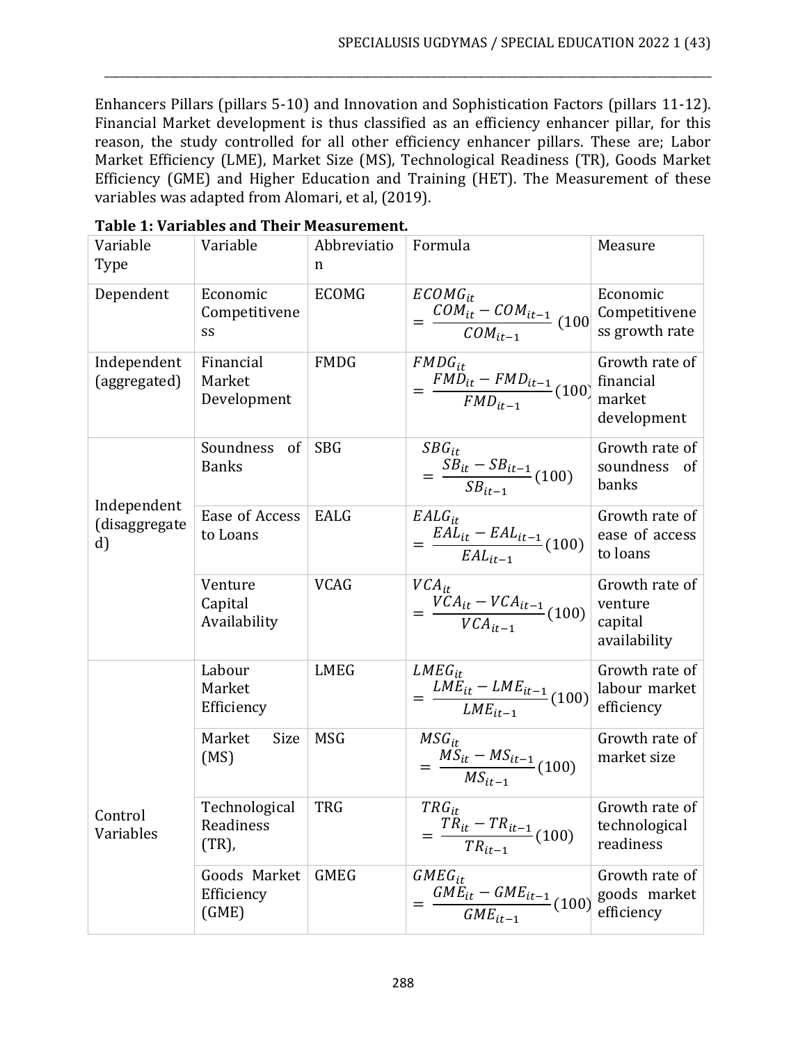Enhancers Pillars (pillars 5-10) and Innovation and Sophistication Factors (pillars 11-12). Financial Market development is thus classified as an efficiency enhancer pillar, for this reason, the study controlled for all other efficiency enhancer pillars. These are; Labor Market Efficiency (LME), Market Size (MS), Technological Readiness (TR), Goods Market Efficiency (GME) and Higher Education and Training (HET). The Measurement of these variables was adapted from Alomari, et al, (2019).

**Table 1: Variables and Their Measurement.**

| Variable Type | Variable | Abbreviation | Formula | Measure |
|---|---|---|---|---|
| Dependent | Economic Competitiveness | ECOMG | $ECOMG_{it} = \frac{COM_{it} - COM_{it-1}}{COM_{it-1}}(100)$ | Economic Competitiveness growth rate |
| Independent (aggregated) | Financial Market Development | FMDG | $FMDG_{it} = \frac{FMD_{it} - FMD_{it-1}}{FMD_{it-1}}(100)$ | Growth rate of financial market development |
| Independent (disaggregated) | Soundness of Banks | SBG | $SBG_{it} = \frac{SB_{it} - SB_{it-1}}{SB_{it-1}}(100)$ | Growth rate of soundness of banks |
| | Ease of Access to Loans | EALG | $EALG_{it} = \frac{EAL_{it} - EAL_{it-1}}{EAL_{it-1}}(100)$ | Growth rate of ease of access to loans |
| | Venture Capital Availability | VCAG | $VCA_{it} = \frac{VCA_{it} - VCA_{it-1}}{VCA_{it-1}}(100)$ | Growth rate of venture capital availability |
| Control Variables | Labour Market Efficiency | LMEG | $LMEG_{it} = \frac{LME_{it} - LME_{it-1}}{LME_{it-1}}(100)$ | Growth rate of labour market efficiency |
| | Market Size (MS) | MSG | $MSG_{it} = \frac{MS_{it} - MS_{it-1}}{MS_{it-1}}(100)$ | Growth rate of market size |
| | Technological Readiness (TR), | TRG | $TRG_{it} = \frac{TR_{it} - TR_{it-1}}{TR_{it-1}}(100)$ | Growth rate of technological readiness |
| | Goods Market Efficiency (GME) | GMEG | $GMEG_{it} = \frac{GME_{it} - GME_{it-1}}{GME_{it-1}}(100)$ | Growth rate of goods market efficiency |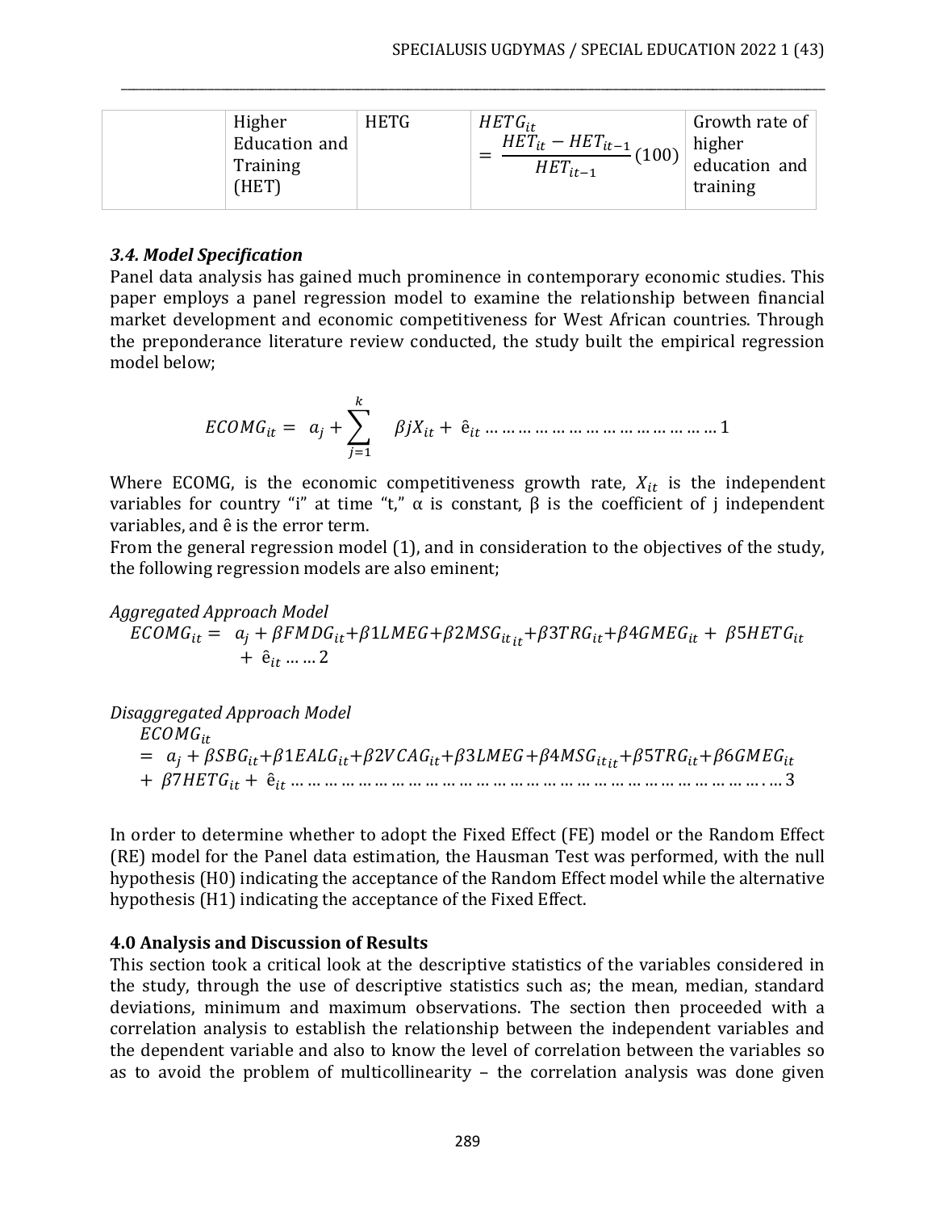| | | | | |
|---|---|---|---|---|
| | Higher Education and Training (HET) | HETG | $HETG_{it} = \frac{HET_{it} - HET_{it-1}}{HET_{it-1}}(100)$ | Growth rate of higher education and training |

### *3.4. Model Specification*

Panel data analysis has gained much prominence in contemporary economic studies. This paper employs a panel regression model to examine the relationship between financial market development and economic competitiveness for West African countries. Through the preponderance literature review conducted, the study built the empirical regression model below;

$$ECOMG_{it} = a_j + \sum_{j=1}^{k} \beta j X_{it} + \hat{e}_{it} \dots\dots\dots\dots\dots\dots\dots\dots\dots\dots\dots\dots\dots 1$$

Where ECOMG, is the economic competitiveness growth rate, $X_{it}$ is the independent variables for country "i" at time "t," α is constant, β is the coefficient of j independent variables, and ê is the error term.

From the general regression model (1), and in consideration to the objectives of the study, the following regression models are also eminent;

*Aggregated Approach Model*

$$ECOMG_{it} = a_j + \beta FMDG_{it} + \beta 1LMEG + \beta 2MSG_{it_{it}} + \beta 3TRG_{it} + \beta 4GMEG_{it} + \beta 5HETG_{it} + \hat{e}_{it} \dots\dots 2$$

*Disaggregated Approach Model*

$$ECOMG_{it} = a_j + \beta SBG_{it} + \beta 1EALG_{it} + \beta 2VCAG_{it} + \beta 3LMEG + \beta 4MSG_{it_{it}} + \beta 5TRG_{it} + \beta 6GMEG_{it} + \beta 7HETG_{it} + \hat{e}_{it} \dots\dots\dots\dots\dots\dots\dots\dots\dots\dots\dots\dots\dots\dots\dots\dots\dots\dots\dots\dots\dots . \dots 3$$

In order to determine whether to adopt the Fixed Effect (FE) model or the Random Effect (RE) model for the Panel data estimation, the Hausman Test was performed, with the null hypothesis (H0) indicating the acceptance of the Random Effect model while the alternative hypothesis (H1) indicating the acceptance of the Fixed Effect.

## 4.0 Analysis and Discussion of Results

This section took a critical look at the descriptive statistics of the variables considered in the study, through the use of descriptive statistics such as; the mean, median, standard deviations, minimum and maximum observations. The section then proceeded with a correlation analysis to establish the relationship between the independent variables and the dependent variable and also to know the level of correlation between the variables so as to avoid the problem of multicollinearity – the correlation analysis was done given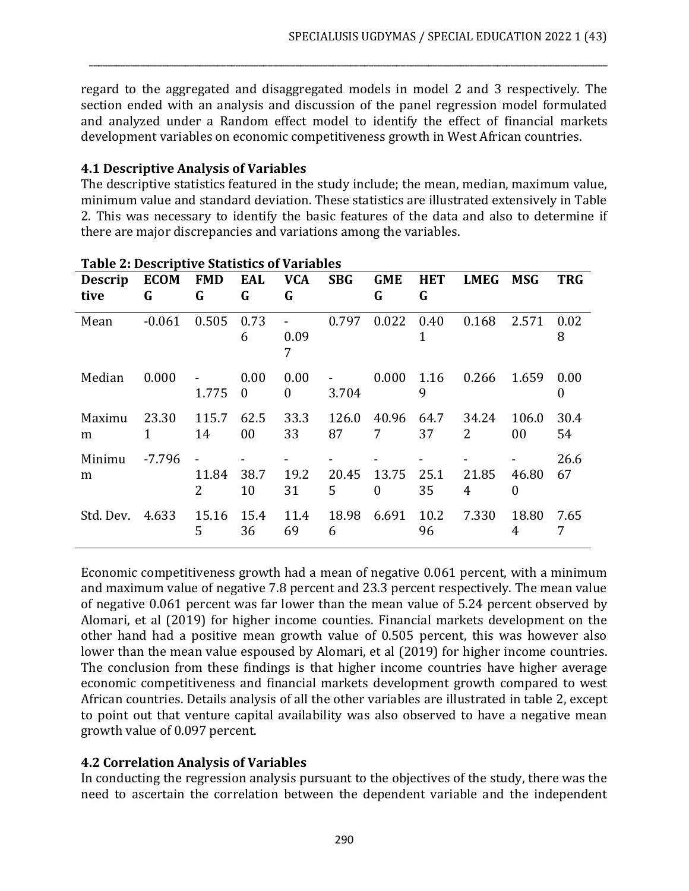regard to the aggregated and disaggregated models in model 2 and 3 respectively. The section ended with an analysis and discussion of the panel regression model formulated and analyzed under a Random effect model to identify the effect of financial markets development variables on economic competitiveness growth in West African countries.

### 4.1 Descriptive Analysis of Variables

The descriptive statistics featured in the study include; the mean, median, maximum value, minimum value and standard deviation. These statistics are illustrated extensively in Table 2. This was necessary to identify the basic features of the data and also to determine if there are major discrepancies and variations among the variables.

**Table 2: Descriptive Statistics of Variables**

| Descriptive | ECOMG | FMDG | EALG | VCAG | SBG | GMEG | HETG | LMEG | MSG | TRG |
|---|---|---|---|---|---|---|---|---|---|---|
| Mean | -0.061 | 0.505 | 0.736 | -0.097 | 0.797 | 0.022 | 0.401 | 0.168 | 2.571 | 0.028 |
| Median | 0.000 | -1.775 | 0.000 | 0.000 | -3.704 | 0.000 | 1.169 | 0.266 | 1.659 | 0.000 |
| Maximum | 23.301 | 115.714 | 62.500 | 33.333 | 126.087 | 40.967 | 64.737 | 34.242 | 106.000 | 30.454 |
| Minimum | -7.796 | -11.842 | -38.710 | -19.231 | -20.455 | -13.750 | -25.135 | -21.854 | -46.800 | 26.667 |
| Std. Dev. | 4.633 | 15.165 | 15.436 | 11.469 | 18.986 | 6.691 | 10.296 | 7.330 | 18.804 | 7.657 |

Economic competitiveness growth had a mean of negative 0.061 percent, with a minimum and maximum value of negative 7.8 percent and 23.3 percent respectively. The mean value of negative 0.061 percent was far lower than the mean value of 5.24 percent observed by Alomari, et al (2019) for higher income counties. Financial markets development on the other hand had a positive mean growth value of 0.505 percent, this was however also lower than the mean value espoused by Alomari, et al (2019) for higher income countries. The conclusion from these findings is that higher income countries have higher average economic competitiveness and financial markets development growth compared to west African countries. Details analysis of all the other variables are illustrated in table 2, except to point out that venture capital availability was also observed to have a negative mean growth value of 0.097 percent.

### 4.2 Correlation Analysis of Variables

In conducting the regression analysis pursuant to the objectives of the study, there was the need to ascertain the correlation between the dependent variable and the independent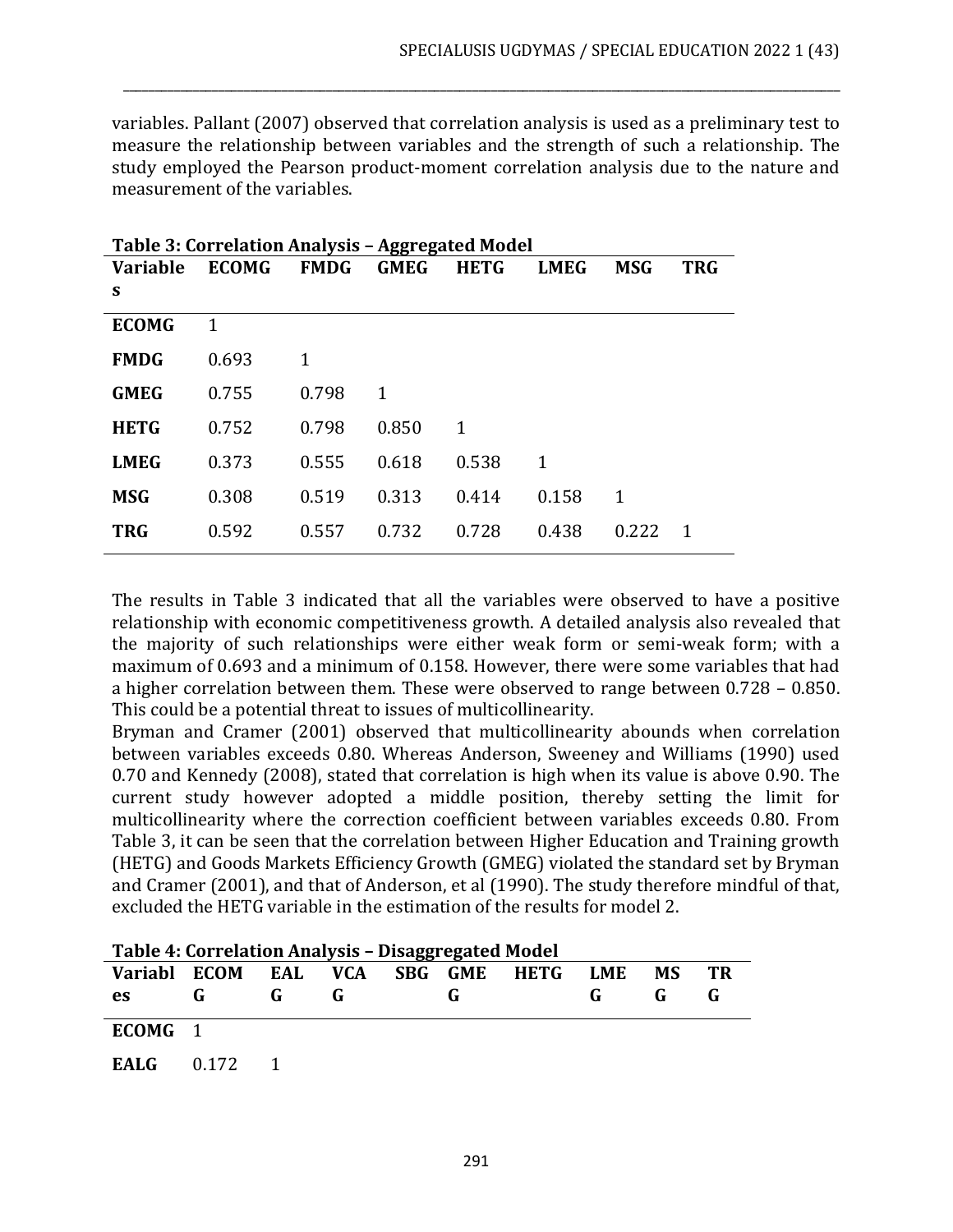variables. Pallant (2007) observed that correlation analysis is used as a preliminary test to measure the relationship between variables and the strength of such a relationship. The study employed the Pearson product-moment correlation analysis due to the nature and measurement of the variables.

**Table 3: Correlation Analysis – Aggregated Model**

| Variables | ECOMG | FMDG | GMEG | HETG | LMEG | MSG | TRG |
|---|---|---|---|---|---|---|---|
| **ECOMG** | 1 | | | | | | |
| **FMDG** | 0.693 | 1 | | | | | |
| **GMEG** | 0.755 | 0.798 | 1 | | | | |
| **HETG** | 0.752 | 0.798 | 0.850 | 1 | | | |
| **LMEG** | 0.373 | 0.555 | 0.618 | 0.538 | 1 | | |
| **MSG** | 0.308 | 0.519 | 0.313 | 0.414 | 0.158 | 1 | |
| **TRG** | 0.592 | 0.557 | 0.732 | 0.728 | 0.438 | 0.222 | 1 |

The results in Table 3 indicated that all the variables were observed to have a positive relationship with economic competitiveness growth. A detailed analysis also revealed that the majority of such relationships were either weak form or semi-weak form; with a maximum of 0.693 and a minimum of 0.158. However, there were some variables that had a higher correlation between them. These were observed to range between 0.728 – 0.850. This could be a potential threat to issues of multicollinearity.

Bryman and Cramer (2001) observed that multicollinearity abounds when correlation between variables exceeds 0.80. Whereas Anderson, Sweeney and Williams (1990) used 0.70 and Kennedy (2008), stated that correlation is high when its value is above 0.90. The current study however adopted a middle position, thereby setting the limit for multicollinearity where the correction coefficient between variables exceeds 0.80. From Table 3, it can be seen that the correlation between Higher Education and Training growth (HETG) and Goods Markets Efficiency Growth (GMEG) violated the standard set by Bryman and Cramer (2001), and that of Anderson, et al (1990). The study therefore mindful of that, excluded the HETG variable in the estimation of the results for model 2.

**Table 4: Correlation Analysis – Disaggregated Model**

| Variables | ECOMG | EALG | VCAG | SBG | GMEG | HETG | LMEG | MSG | TRG |
|---|---|---|---|---|---|---|---|---|---|
| **ECOMG** | 1 | | | | | | | | |
| **EALG** | 0.172 | 1 | | | | | | | |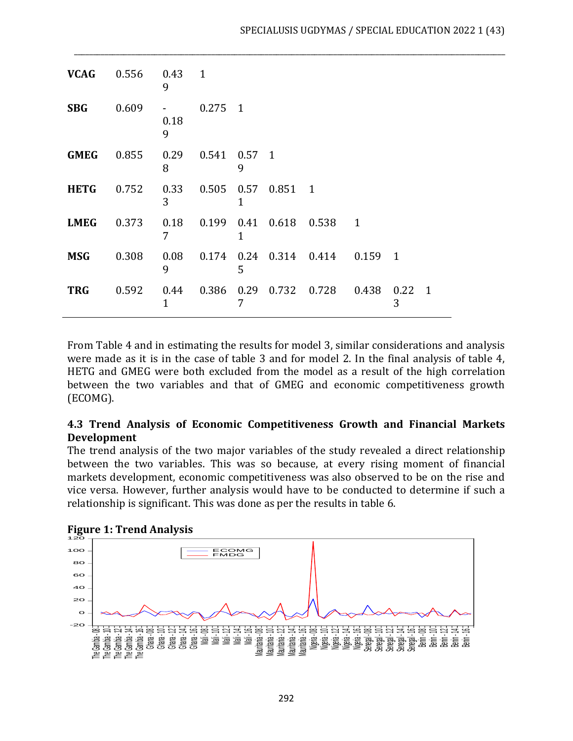| | | | | | | | | | |
|---|---|---|---|---|---|---|---|---|---|
| **VCAG** | 0.556 | 0.439 | 1 | | | | | | |
| **SBG** | 0.609 | -0.189 | 0.275 | 1 | | | | | |
| **GMEG** | 0.855 | 0.298 | 0.541 | 0.579 | 1 | | | | |
| **HETG** | 0.752 | 0.333 | 0.505 | 0.571 | 0.851 | 1 | | | |
| **LMEG** | 0.373 | 0.187 | 0.199 | 0.411 | 0.618 | 0.538 | 1 | | |
| **MSG** | 0.308 | 0.089 | 0.174 | 0.245 | 0.314 | 0.414 | 0.159 | 1 | |
| **TRG** | 0.592 | 0.441 | 0.386 | 0.297 | 0.732 | 0.728 | 0.438 | 0.223 | 1 |

From Table 4 and in estimating the results for model 3, similar considerations and analysis were made as it is in the case of table 3 and for model 2. In the final analysis of table 4, HETG and GMEG were both excluded from the model as a result of the high correlation between the two variables and that of GMEG and economic competitiveness growth (ECOMG).

### 4.3 Trend Analysis of Economic Competitiveness Growth and Financial Markets Development

The trend analysis of the two major variables of the study revealed a direct relationship between the two variables. This was so because, at every rising moment of financial markets development, economic competitiveness was also observed to be on the rise and vice versa. However, further analysis would have to be conducted to determine if such a relationship is significant. This was done as per the results in table 6.

**Figure 1: Trend Analysis**

120
100
80
60
40
20
0
-20

ECOMG
FMDG

The Gambia - 08, The Gambia - 10, The Gambia - 12, The Gambia - 14, The Gambia - 16, Ghana - 08, Ghana - 10, Ghana - 12, Ghana - 14, Ghana - 16, Mali - 08, Mali - 10, Mali - 12, Mali - 14, Mali - 16, Mauritania - 08, Mauritania - 10, Mauritania - 12, Mauritania - 14, Mauritania - 16, Nigeria - 08, Nigeria - 10, Nigeria - 12, Nigeria - 14, Nigeria - 16, Senegal - 08, Senegal - 10, Senegal - 12, Senegal - 14, Senegal - 16, Benin - 08, Benin - 10, Benin - 12, Benin - 14, Benin - 16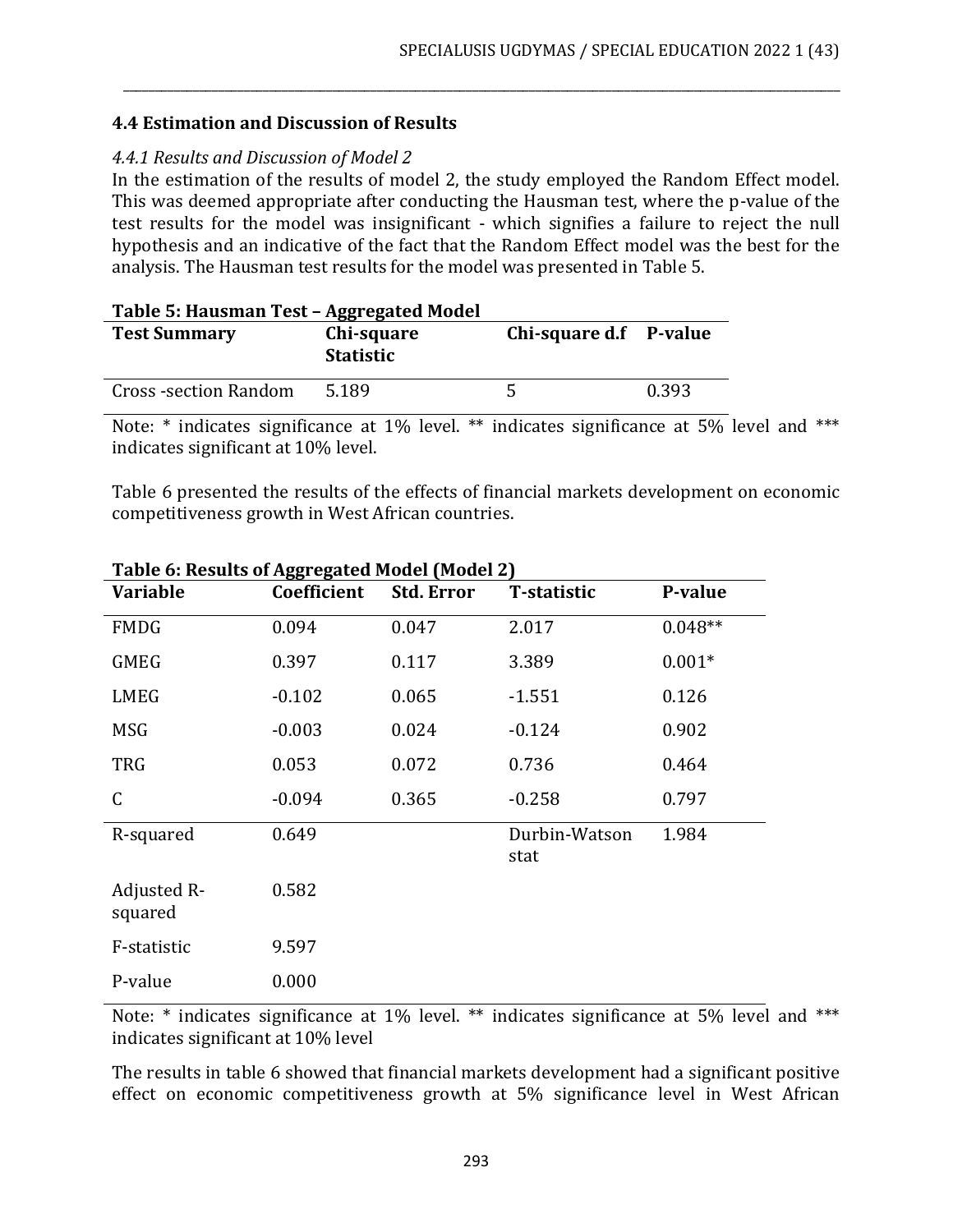### 4.4 Estimation and Discussion of Results

*4.4.1 Results and Discussion of Model 2*

In the estimation of the results of model 2, the study employed the Random Effect model. This was deemed appropriate after conducting the Hausman test, where the p-value of the test results for the model was insignificant - which signifies a failure to reject the null hypothesis and an indicative of the fact that the Random Effect model was the best for the analysis. The Hausman test results for the model was presented in Table 5.

**Table 5: Hausman Test – Aggregated Model**

| Test Summary | Chi-square Statistic | Chi-square d.f | P-value |
|---|---|---|---|
| Cross -section Random | 5.189 | 5 | 0.393 |

Note: * indicates significance at 1% level. ** indicates significance at 5% level and *** indicates significant at 10% level.

Table 6 presented the results of the effects of financial markets development on economic competitiveness growth in West African countries.

**Table 6: Results of Aggregated Model (Model 2)**

| Variable | Coefficient | Std. Error | T-statistic | P-value |
|---|---|---|---|---|
| FMDG | 0.094 | 0.047 | 2.017 | 0.048** |
| GMEG | 0.397 | 0.117 | 3.389 | 0.001* |
| LMEG | -0.102 | 0.065 | -1.551 | 0.126 |
| MSG | -0.003 | 0.024 | -0.124 | 0.902 |
| TRG | 0.053 | 0.072 | 0.736 | 0.464 |
| C | -0.094 | 0.365 | -0.258 | 0.797 |
| R-squared | 0.649 | | Durbin-Watson stat | 1.984 |
| Adjusted R-squared | 0.582 | | | |
| F-statistic | 9.597 | | | |
| P-value | 0.000 | | | |

Note: * indicates significance at 1% level. ** indicates significance at 5% level and *** indicates significant at 10% level

The results in table 6 showed that financial markets development had a significant positive effect on economic competitiveness growth at 5% significance level in West African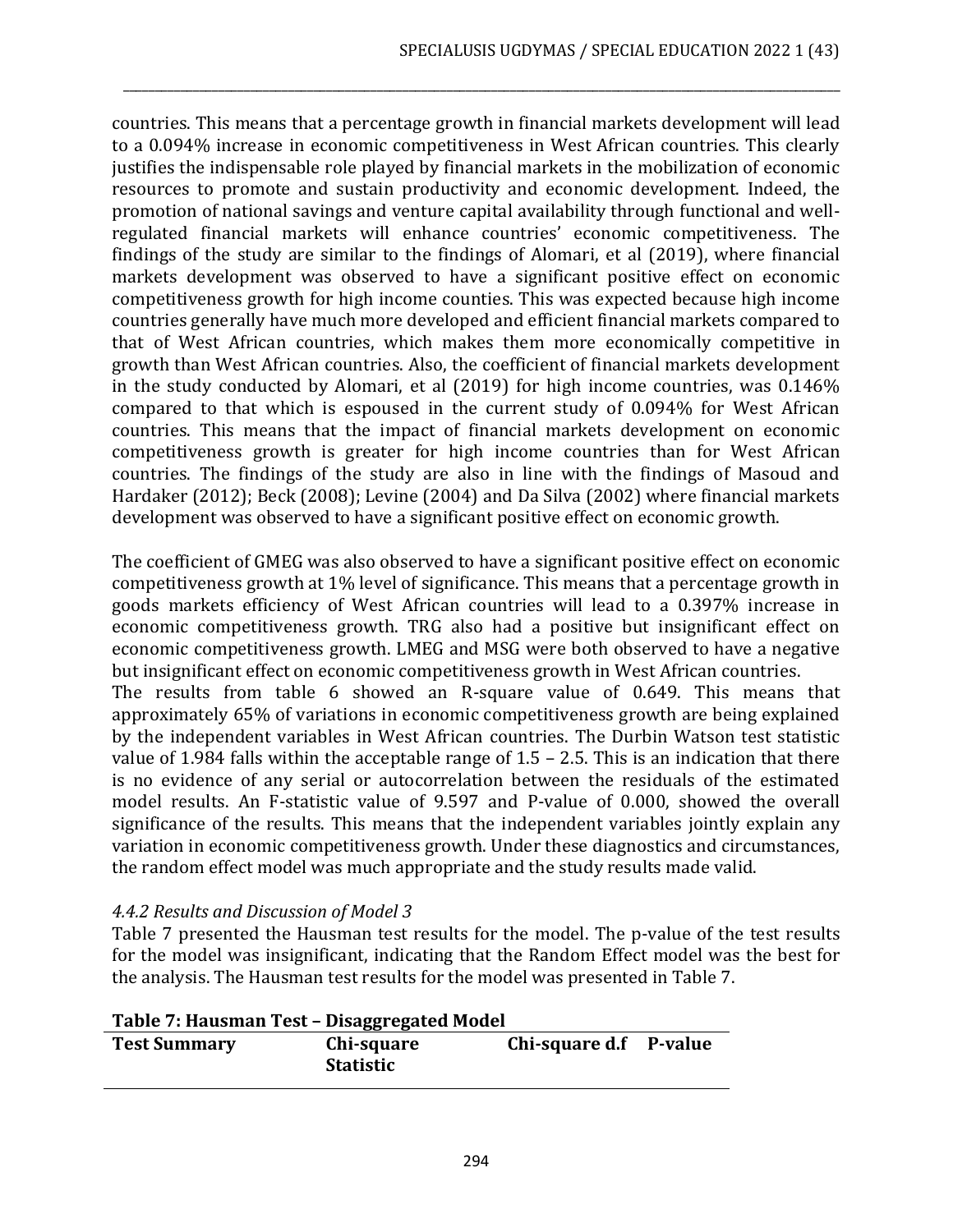countries. This means that a percentage growth in financial markets development will lead to a 0.094% increase in economic competitiveness in West African countries. This clearly justifies the indispensable role played by financial markets in the mobilization of economic resources to promote and sustain productivity and economic development. Indeed, the promotion of national savings and venture capital availability through functional and well-regulated financial markets will enhance countries' economic competitiveness. The findings of the study are similar to the findings of Alomari, et al (2019), where financial markets development was observed to have a significant positive effect on economic competitiveness growth for high income counties. This was expected because high income countries generally have much more developed and efficient financial markets compared to that of West African countries, which makes them more economically competitive in growth than West African countries. Also, the coefficient of financial markets development in the study conducted by Alomari, et al (2019) for high income countries, was 0.146% compared to that which is espoused in the current study of 0.094% for West African countries. This means that the impact of financial markets development on economic competitiveness growth is greater for high income countries than for West African countries. The findings of the study are also in line with the findings of Masoud and Hardaker (2012); Beck (2008); Levine (2004) and Da Silva (2002) where financial markets development was observed to have a significant positive effect on economic growth.

The coefficient of GMEG was also observed to have a significant positive effect on economic competitiveness growth at 1% level of significance. This means that a percentage growth in goods markets efficiency of West African countries will lead to a 0.397% increase in economic competitiveness growth. TRG also had a positive but insignificant effect on economic competitiveness growth. LMEG and MSG were both observed to have a negative but insignificant effect on economic competitiveness growth in West African countries.

The results from table 6 showed an R-square value of 0.649. This means that approximately 65% of variations in economic competitiveness growth are being explained by the independent variables in West African countries. The Durbin Watson test statistic value of 1.984 falls within the acceptable range of 1.5 – 2.5. This is an indication that there is no evidence of any serial or autocorrelation between the residuals of the estimated model results. An F-statistic value of 9.597 and P-value of 0.000, showed the overall significance of the results. This means that the independent variables jointly explain any variation in economic competitiveness growth. Under these diagnostics and circumstances, the random effect model was much appropriate and the study results made valid.

### *4.4.2 Results and Discussion of Model 3*

Table 7 presented the Hausman test results for the model. The p-value of the test results for the model was insignificant, indicating that the Random Effect model was the best for the analysis. The Hausman test results for the model was presented in Table 7.

**Table 7: Hausman Test – Disaggregated Model**

| Test Summary | Chi-square Statistic | Chi-square d.f | P-value |
|---|---|---|---|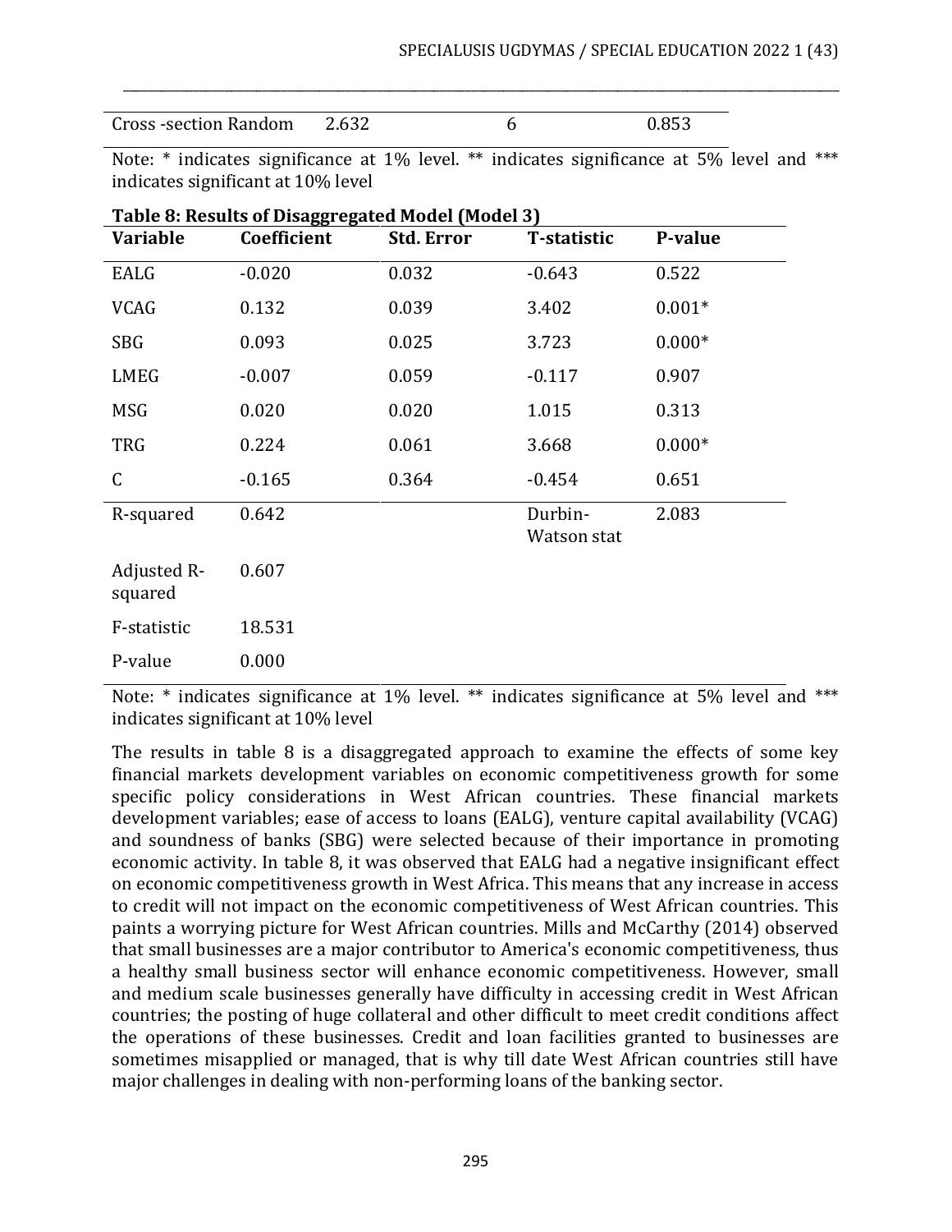| | | | |
|---|---|---|---|
| Cross -section Random | 2.632 | 6 | 0.853 |

Note: * indicates significance at 1% level. ** indicates significance at 5% level and *** indicates significant at 10% level

**Table 8: Results of Disaggregated Model (Model 3)**

| Variable | Coefficient | Std. Error | T-statistic | P-value |
|---|---|---|---|---|
| EALG | -0.020 | 0.032 | -0.643 | 0.522 |
| VCAG | 0.132 | 0.039 | 3.402 | 0.001* |
| SBG | 0.093 | 0.025 | 3.723 | 0.000* |
| LMEG | -0.007 | 0.059 | -0.117 | 0.907 |
| MSG | 0.020 | 0.020 | 1.015 | 0.313 |
| TRG | 0.224 | 0.061 | 3.668 | 0.000* |
| C | -0.165 | 0.364 | -0.454 | 0.651 |
| R-squared | 0.642 | | Durbin-Watson stat | 2.083 |
| Adjusted R-squared | 0.607 | | | |
| F-statistic | 18.531 | | | |
| P-value | 0.000 | | | |

Note: * indicates significance at 1% level. ** indicates significance at 5% level and *** indicates significant at 10% level

The results in table 8 is a disaggregated approach to examine the effects of some key financial markets development variables on economic competitiveness growth for some specific policy considerations in West African countries. These financial markets development variables; ease of access to loans (EALG), venture capital availability (VCAG) and soundness of banks (SBG) were selected because of their importance in promoting economic activity. In table 8, it was observed that EALG had a negative insignificant effect on economic competitiveness growth in West Africa. This means that any increase in access to credit will not impact on the economic competitiveness of West African countries. This paints a worrying picture for West African countries. Mills and McCarthy (2014) observed that small businesses are a major contributor to America's economic competitiveness, thus a healthy small business sector will enhance economic competitiveness. However, small and medium scale businesses generally have difficulty in accessing credit in West African countries; the posting of huge collateral and other difficult to meet credit conditions affect the operations of these businesses. Credit and loan facilities granted to businesses are sometimes misapplied or managed, that is why till date West African countries still have major challenges in dealing with non-performing loans of the banking sector.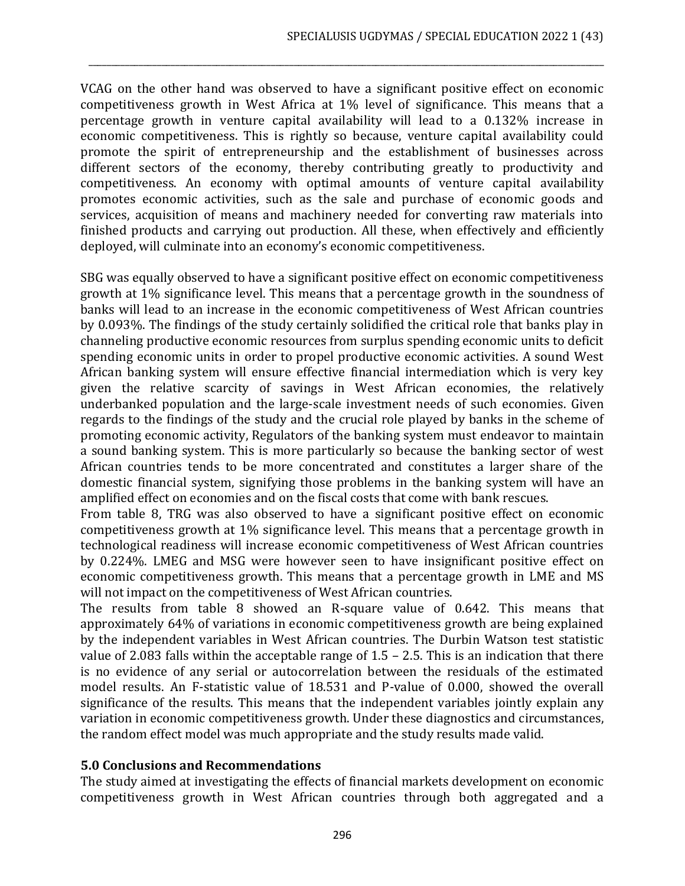VCAG on the other hand was observed to have a significant positive effect on economic competitiveness growth in West Africa at 1% level of significance. This means that a percentage growth in venture capital availability will lead to a 0.132% increase in economic competitiveness. This is rightly so because, venture capital availability could promote the spirit of entrepreneurship and the establishment of businesses across different sectors of the economy, thereby contributing greatly to productivity and competitiveness. An economy with optimal amounts of venture capital availability promotes economic activities, such as the sale and purchase of economic goods and services, acquisition of means and machinery needed for converting raw materials into finished products and carrying out production. All these, when effectively and efficiently deployed, will culminate into an economy's economic competitiveness.

SBG was equally observed to have a significant positive effect on economic competitiveness growth at 1% significance level. This means that a percentage growth in the soundness of banks will lead to an increase in the economic competitiveness of West African countries by 0.093%. The findings of the study certainly solidified the critical role that banks play in channeling productive economic resources from surplus spending economic units to deficit spending economic units in order to propel productive economic activities. A sound West African banking system will ensure effective financial intermediation which is very key given the relative scarcity of savings in West African economies, the relatively underbanked population and the large-scale investment needs of such economies. Given regards to the findings of the study and the crucial role played by banks in the scheme of promoting economic activity, Regulators of the banking system must endeavor to maintain a sound banking system. This is more particularly so because the banking sector of west African countries tends to be more concentrated and constitutes a larger share of the domestic financial system, signifying those problems in the banking system will have an amplified effect on economies and on the fiscal costs that come with bank rescues.

From table 8, TRG was also observed to have a significant positive effect on economic competitiveness growth at 1% significance level. This means that a percentage growth in technological readiness will increase economic competitiveness of West African countries by 0.224%. LMEG and MSG were however seen to have insignificant positive effect on economic competitiveness growth. This means that a percentage growth in LME and MS will not impact on the competitiveness of West African countries.

The results from table 8 showed an R-square value of 0.642. This means that approximately 64% of variations in economic competitiveness growth are being explained by the independent variables in West African countries. The Durbin Watson test statistic value of 2.083 falls within the acceptable range of 1.5 – 2.5. This is an indication that there is no evidence of any serial or autocorrelation between the residuals of the estimated model results. An F-statistic value of 18.531 and P-value of 0.000, showed the overall significance of the results. This means that the independent variables jointly explain any variation in economic competitiveness growth. Under these diagnostics and circumstances, the random effect model was much appropriate and the study results made valid.

## 5.0 Conclusions and Recommendations

The study aimed at investigating the effects of financial markets development on economic competitiveness growth in West African countries through both aggregated and a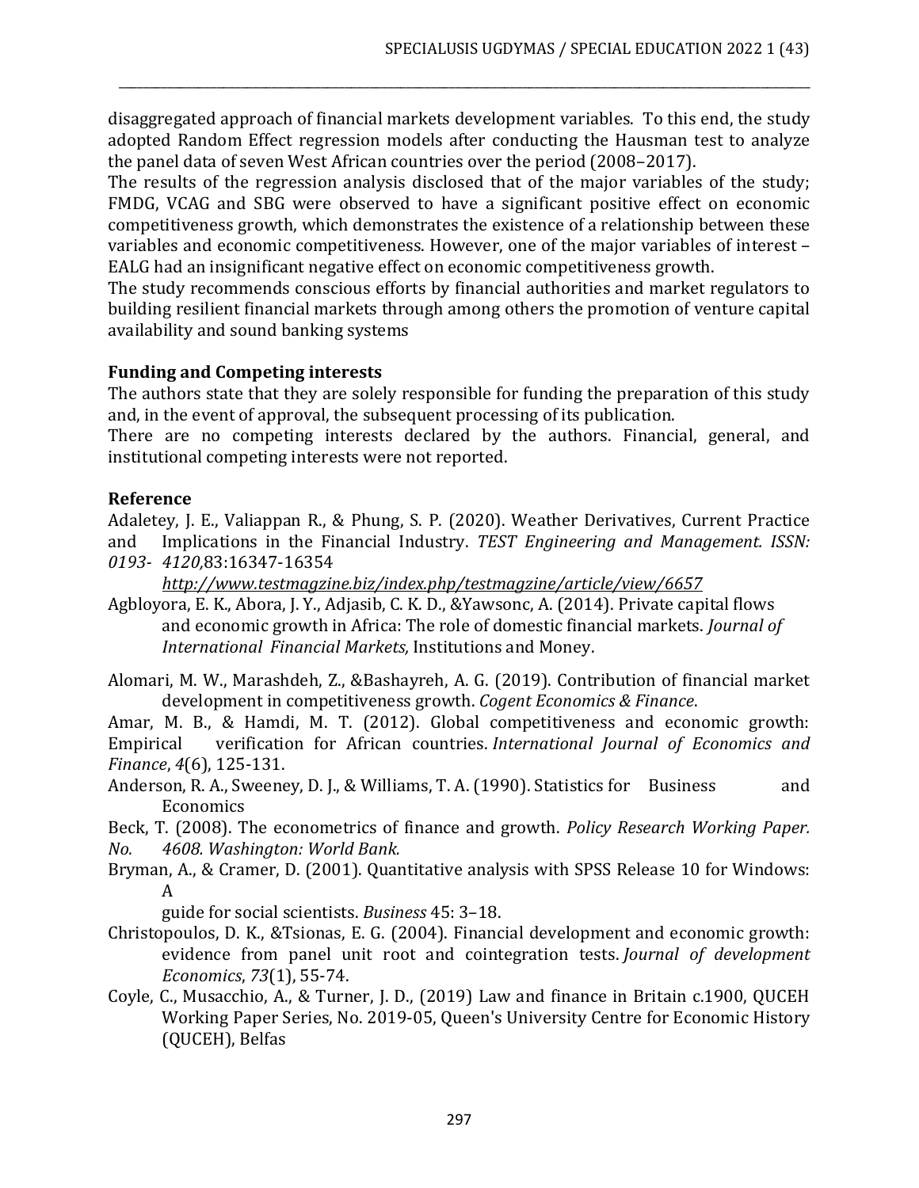disaggregated approach of financial markets development variables. To this end, the study adopted Random Effect regression models after conducting the Hausman test to analyze the panel data of seven West African countries over the period (2008–2017).

The results of the regression analysis disclosed that of the major variables of the study; FMDG, VCAG and SBG were observed to have a significant positive effect on economic competitiveness growth, which demonstrates the existence of a relationship between these variables and economic competitiveness. However, one of the major variables of interest – EALG had an insignificant negative effect on economic competitiveness growth.

The study recommends conscious efforts by financial authorities and market regulators to building resilient financial markets through among others the promotion of venture capital availability and sound banking systems

## Funding and Competing interests

The authors state that they are solely responsible for funding the preparation of this study and, in the event of approval, the subsequent processing of its publication.

There are no competing interests declared by the authors. Financial, general, and institutional competing interests were not reported.

## Reference

Adaletey, J. E., Valiappan R., & Phung, S. P. (2020). Weather Derivatives, Current Practice and Implications in the Financial Industry. *TEST Engineering and Management. ISSN: 0193- 4120,*83:16347-16354 *http://www.testmagzine.biz/index.php/testmagzine/article/view/6657*

Agbloyora, E. K., Abora, J. Y., Adjasib, C. K. D., &Yawsonc, A. (2014). Private capital flows and economic growth in Africa: The role of domestic financial markets. *Journal of International Financial Markets,* Institutions and Money.

Alomari, M. W., Marashdeh, Z., &Bashayreh, A. G. (2019). Contribution of financial market development in competitiveness growth. *Cogent Economics & Finance*.

Amar, M. B., & Hamdi, M. T. (2012). Global competitiveness and economic growth: Empirical verification for African countries. *International Journal of Economics and Finance*, *4*(6), 125-131.

Anderson, R. A., Sweeney, D. J., & Williams, T. A. (1990). Statistics for Business and Economics

Beck, T. (2008). The econometrics of finance and growth. *Policy Research Working Paper. No. 4608. Washington: World Bank.*

Bryman, A., & Cramer, D. (2001). Quantitative analysis with SPSS Release 10 for Windows: A guide for social scientists. *Business* 45: 3–18.

Christopoulos, D. K., &Tsionas, E. G. (2004). Financial development and economic growth: evidence from panel unit root and cointegration tests. *Journal of development Economics*, *73*(1), 55-74.

Coyle, C., Musacchio, A., & Turner, J. D., (2019) Law and finance in Britain c.1900, QUCEH Working Paper Series, No. 2019-05, Queen's University Centre for Economic History (QUCEH), Belfas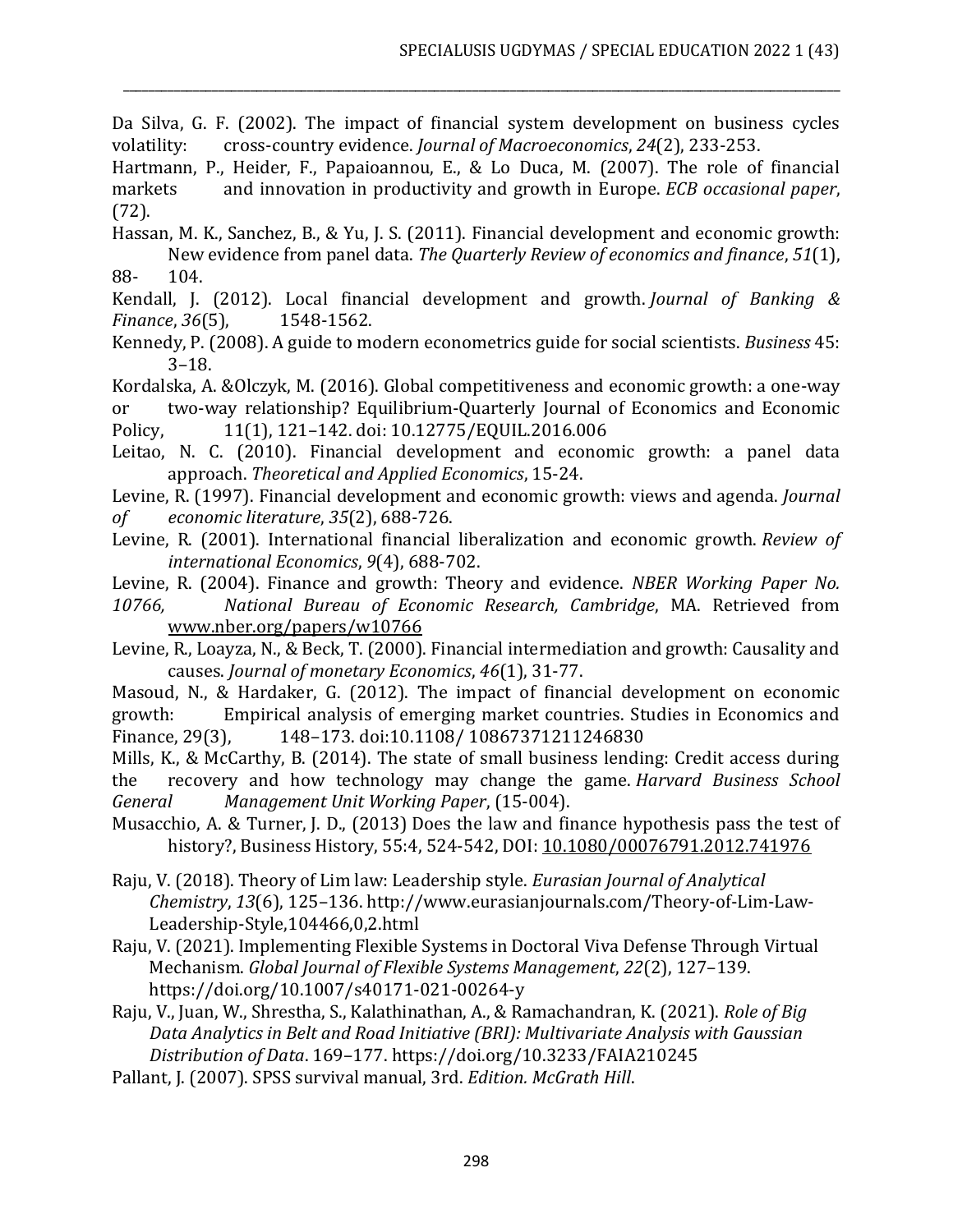Da Silva, G. F. (2002). The impact of financial system development on business cycles volatility: cross-country evidence. *Journal of Macroeconomics*, *24*(2), 233-253.

Hartmann, P., Heider, F., Papaioannou, E., & Lo Duca, M. (2007). The role of financial markets and innovation in productivity and growth in Europe. *ECB occasional paper*, (72).

Hassan, M. K., Sanchez, B., & Yu, J. S. (2011). Financial development and economic growth: New evidence from panel data. *The Quarterly Review of economics and finance*, *51*(1), 88- 104.

Kendall, J. (2012). Local financial development and growth. *Journal of Banking & Finance*, *36*(5), 1548-1562.

Kennedy, P. (2008). A guide to modern econometrics guide for social scientists. *Business* 45: 3–18.

Kordalska, A. &Olczyk, M. (2016). Global competitiveness and economic growth: a one-way or two-way relationship? Equilibrium-Quarterly Journal of Economics and Economic Policy, 11(1), 121–142. doi: 10.12775/EQUIL.2016.006

Leitao, N. C. (2010). Financial development and economic growth: a panel data approach. *Theoretical and Applied Economics*, 15-24.

Levine, R. (1997). Financial development and economic growth: views and agenda. *Journal of economic literature*, *35*(2), 688-726.

Levine, R. (2001). International financial liberalization and economic growth. *Review of international Economics*, *9*(4), 688-702.

Levine, R. (2004). Finance and growth: Theory and evidence. *NBER Working Paper No. 10766, National Bureau of Economic Research, Cambridge*, MA. Retrieved from www.nber.org/papers/w10766

Levine, R., Loayza, N., & Beck, T. (2000). Financial intermediation and growth: Causality and causes. *Journal of monetary Economics*, *46*(1), 31-77.

Masoud, N., & Hardaker, G. (2012). The impact of financial development on economic growth: Empirical analysis of emerging market countries. Studies in Economics and Finance, 29(3), 148–173. doi:10.1108/ 10867371211246830

Mills, K., & McCarthy, B. (2014). The state of small business lending: Credit access during the recovery and how technology may change the game. *Harvard Business School General Management Unit Working Paper*, (15-004).

Musacchio, A. & Turner, J. D., (2013) Does the law and finance hypothesis pass the test of history?, Business History, 55:4, 524-542, DOI: 10.1080/00076791.2012.741976

Raju, V. (2018). Theory of Lim law: Leadership style. *Eurasian Journal of Analytical Chemistry*, *13*(6), 125–136. http://www.eurasianjournals.com/Theory-of-Lim-Law-Leadership-Style,104466,0,2.html

Raju, V. (2021). Implementing Flexible Systems in Doctoral Viva Defense Through Virtual Mechanism. *Global Journal of Flexible Systems Management*, *22*(2), 127–139. https://doi.org/10.1007/s40171-021-00264-y

Raju, V., Juan, W., Shrestha, S., Kalathinathan, A., & Ramachandran, K. (2021). *Role of Big Data Analytics in Belt and Road Initiative (BRI): Multivariate Analysis with Gaussian Distribution of Data*. 169–177. https://doi.org/10.3233/FAIA210245

Pallant, J. (2007). SPSS survival manual, 3rd. *Edition. McGrath Hill*.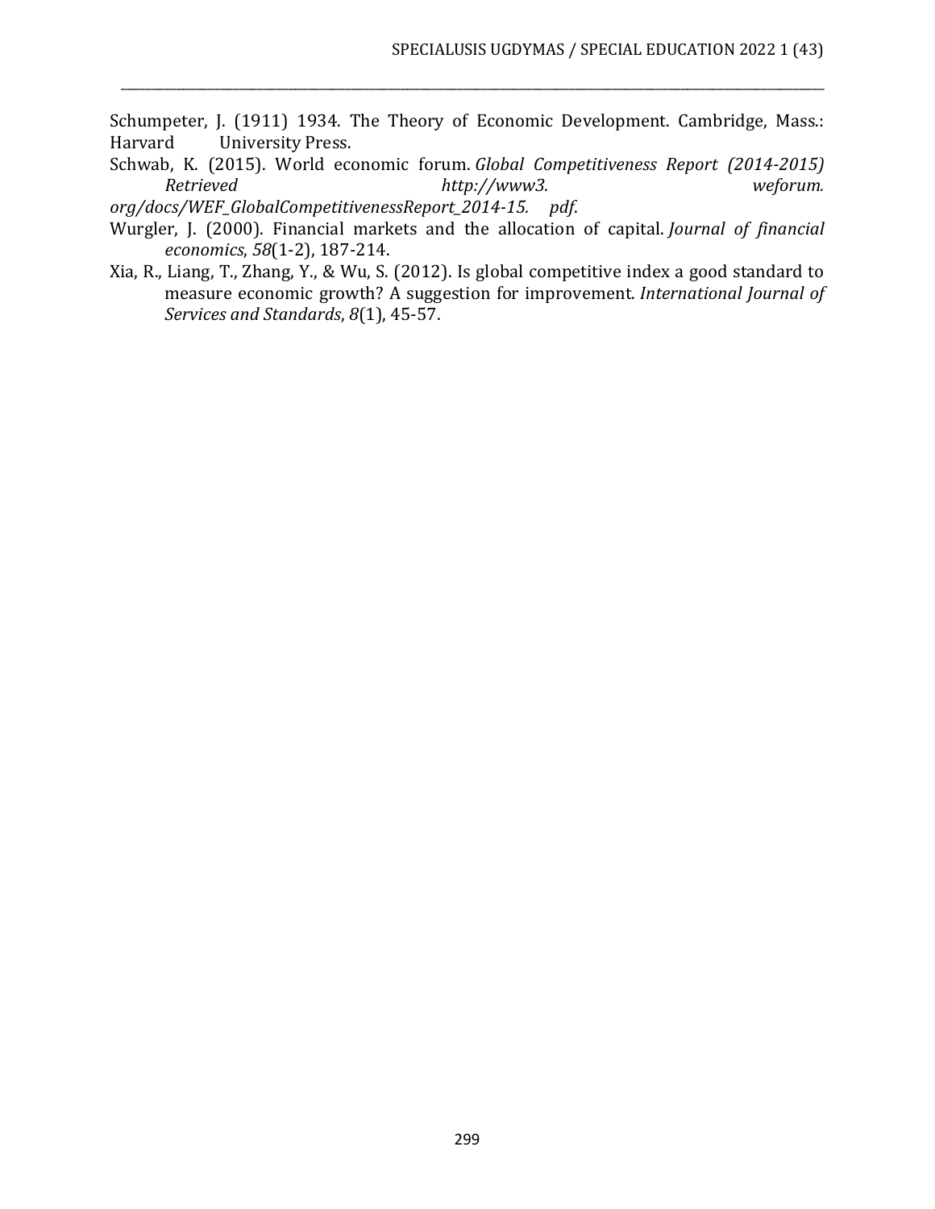Schumpeter, J. (1911) 1934. The Theory of Economic Development. Cambridge, Mass.: Harvard University Press.

Schwab, K. (2015). World economic forum. *Global Competitiveness Report (2014-2015) Retrieved http://www3. weforum. org/docs/WEF_GlobalCompetitivenessReport_2014-15. pdf*.

Wurgler, J. (2000). Financial markets and the allocation of capital. *Journal of financial economics*, *58*(1-2), 187-214.

Xia, R., Liang, T., Zhang, Y., & Wu, S. (2012). Is global competitive index a good standard to measure economic growth? A suggestion for improvement. *International Journal of Services and Standards*, *8*(1), 45-57.